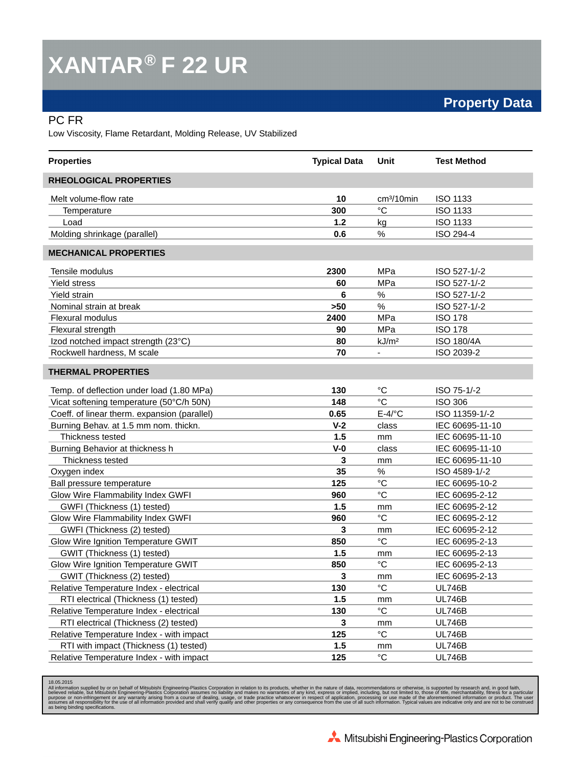# XANTAR® F 22 UR

## Property Data

PC FR

Low Viscosity, Flame Retardant, Molding Release, UV Stabilized

| Properties | Typical Data | Unit | Test Method |
|---|---|---|---|
| **RHEOLOGICAL PROPERTIES** | | | |
| Melt volume-flow rate | **10** | cm³/10min | ISO 1133 |
| Temperature | **300** | °C | ISO 1133 |
| Load | **1.2** | kg | ISO 1133 |
| Molding shrinkage (parallel) | **0.6** | % | ISO 294-4 |
| **MECHANICAL PROPERTIES** | | | |
| Tensile modulus | **2300** | MPa | ISO 527-1/-2 |
| Yield stress | **60** | MPa | ISO 527-1/-2 |
| Yield strain | **6** | % | ISO 527-1/-2 |
| Nominal strain at break | **>50** | % | ISO 527-1/-2 |
| Flexural modulus | **2400** | MPa | ISO 178 |
| Flexural strength | **90** | MPa | ISO 178 |
| Izod notched impact strength (23°C) | **80** | kJ/m² | ISO 180/4A |
| Rockwell hardness, M scale | **70** | - | ISO 2039-2 |
| **THERMAL PROPERTIES** | | | |
| Temp. of deflection under load (1.80 MPa) | **130** | °C | ISO 75-1/-2 |
| Vicat softening temperature (50°C/h 50N) | **148** | °C | ISO 306 |
| Coeff. of linear therm. expansion (parallel) | **0.65** | E-4/°C | ISO 11359-1/-2 |
| Burning Behav. at 1.5 mm nom. thickn. | **V-2** | class | IEC 60695-11-10 |
| Thickness tested | **1.5** | mm | IEC 60695-11-10 |
| Burning Behavior at thickness h | **V-0** | class | IEC 60695-11-10 |
| Thickness tested | **3** | mm | IEC 60695-11-10 |
| Oxygen index | **35** | % | ISO 4589-1/-2 |
| Ball pressure temperature | **125** | °C | IEC 60695-10-2 |
| Glow Wire Flammability Index GWFI | **960** | °C | IEC 60695-2-12 |
| GWFI (Thickness (1) tested) | **1.5** | mm | IEC 60695-2-12 |
| Glow Wire Flammability Index GWFI | **960** | °C | IEC 60695-2-12 |
| GWFI (Thickness (2) tested) | **3** | mm | IEC 60695-2-12 |
| Glow Wire Ignition Temperature GWIT | **850** | °C | IEC 60695-2-13 |
| GWIT (Thickness (1) tested) | **1.5** | mm | IEC 60695-2-13 |
| Glow Wire Ignition Temperature GWIT | **850** | °C | IEC 60695-2-13 |
| GWIT (Thickness (2) tested) | **3** | mm | IEC 60695-2-13 |
| Relative Temperature Index - electrical | **130** | °C | UL746B |
| RTI electrical (Thickness (1) tested) | **1.5** | mm | UL746B |
| Relative Temperature Index - electrical | **130** | °C | UL746B |
| RTI electrical (Thickness (2) tested) | **3** | mm | UL746B |
| Relative Temperature Index - with impact | **125** | °C | UL746B |
| RTI with impact (Thickness (1) tested) | **1.5** | mm | UL746B |
| Relative Temperature Index - with impact | **125** | °C | UL746B |

18.05.2015

All information supplied by or on behalf of Mitsubishi Engineering-Plastics Corporation in relation to its products, whether in the nature of data, recommendations or otherwise, is supported by research and, in good faith, believed reliable, but Mitsubishi Engineering-Plastics Corporation assumes no liability and makes no warranties of any kind, express or implied, including, but not limited to, those of title, merchantability, fitness for a particular purpose or non-infringement or any warranty arising from a course of dealing, usage, or trade practice whatsoever in respect of application, processing or use made of the aforementioned information or product. The user assumes all responsibility for the use of all information provided and shall verify quality and other properties or any consequence from the use of all such information. Typical values are indicative only and are not to be construed as being binding specifications.

Mitsubishi Engineering-Plastics Corporation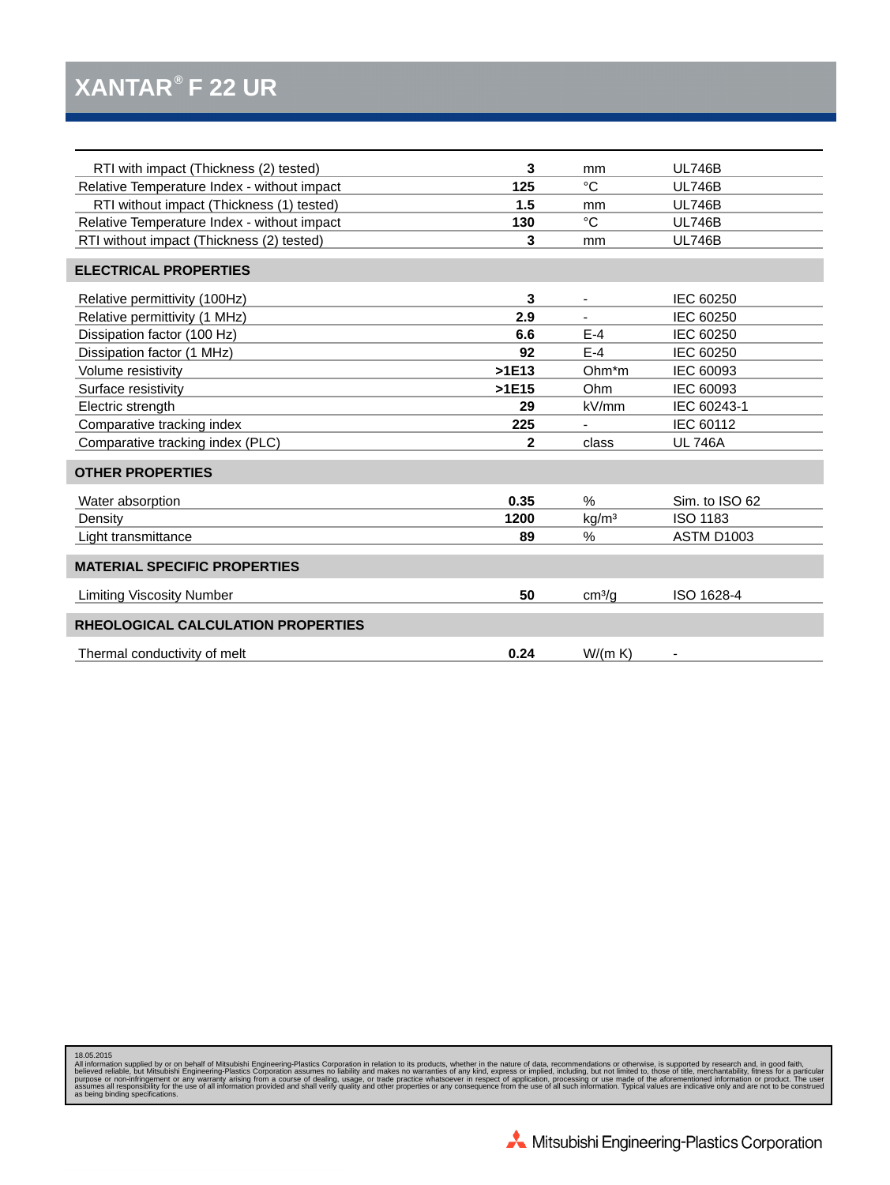# XANTAR® F 22 UR

| | | | |
|---|---|---|---|
| RTI with impact (Thickness (2) tested) | **3** | mm | UL746B |
| Relative Temperature Index - without impact | **125** | °C | UL746B |
| RTI without impact (Thickness (1) tested) | **1.5** | mm | UL746B |
| Relative Temperature Index - without impact | **130** | °C | UL746B |
| RTI without impact (Thickness (2) tested) | **3** | mm | UL746B |

## ELECTRICAL PROPERTIES

| | | | |
|---|---|---|---|
| Relative permittivity (100Hz) | **3** | - | IEC 60250 |
| Relative permittivity (1 MHz) | **2.9** | - | IEC 60250 |
| Dissipation factor (100 Hz) | **6.6** | E-4 | IEC 60250 |
| Dissipation factor (1 MHz) | **92** | E-4 | IEC 60250 |
| Volume resistivity | **>1E13** | Ohm*m | IEC 60093 |
| Surface resistivity | **>1E15** | Ohm | IEC 60093 |
| Electric strength | **29** | kV/mm | IEC 60243-1 |
| Comparative tracking index | **225** | - | IEC 60112 |
| Comparative tracking index (PLC) | **2** | class | UL 746A |

## OTHER PROPERTIES

| | | | |
|---|---|---|---|
| Water absorption | **0.35** | % | Sim. to ISO 62 |
| Density | **1200** | kg/m³ | ISO 1183 |
| Light transmittance | **89** | % | ASTM D1003 |

## MATERIAL SPECIFIC PROPERTIES

| | | | |
|---|---|---|---|
| Limiting Viscosity Number | **50** | cm³/g | ISO 1628-4 |

## RHEOLOGICAL CALCULATION PROPERTIES

| | | | |
|---|---|---|---|
| Thermal conductivity of melt | **0.24** | W/(m K) | - |

18.05.2015
All information supplied by or on behalf of Mitsubishi Engineering-Plastics Corporation in relation to its products, whether in the nature of data, recommendations or otherwise, is supported by research and, in good faith, believed reliable, but Mitsubishi Engineering-Plastics Corporation assumes no liability and makes no warranties of any kind, express or implied, including, but not limited to, those of title, merchantability, fitness for a particular purpose or non-infringement or any warranty arising from a course of dealing, usage, or trade practice whatsoever in respect of application, processing or use made of the aforementioned information or product. The user assumes all responsibility for the use of all information provided and shall verify quality and other properties or any consequence from the use of all such information. Typical values are indicative only and are not to be construed as being binding specifications.

Mitsubishi Engineering-Plastics Corporation